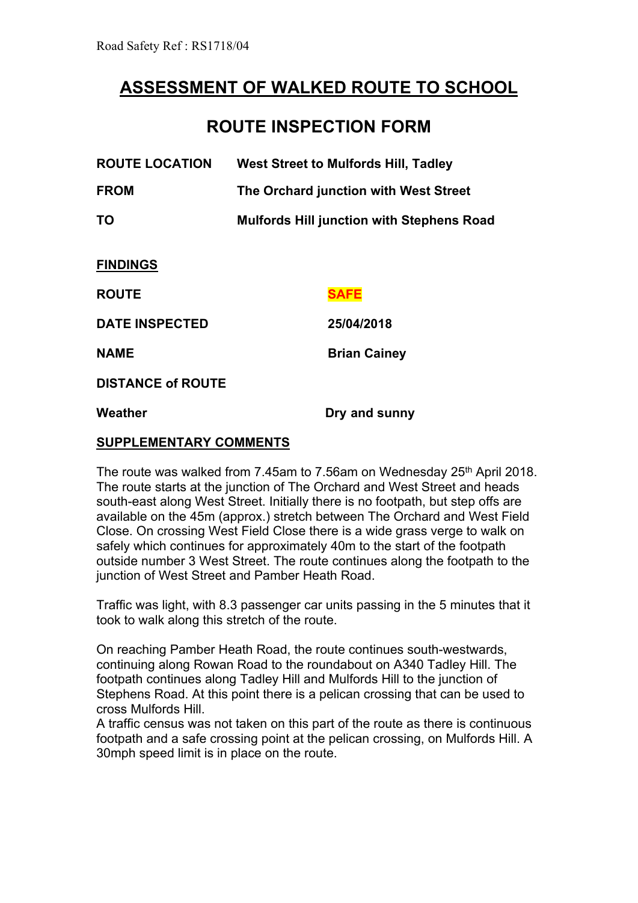Road Safety Ref : RS1718/04

# ASSESSMENT OF WALKED ROUTE TO SCHOOL

## ROUTE INSPECTION FORM

| | |
|---|---|
| **ROUTE LOCATION** | **West Street to Mulfords Hill, Tadley** |
| **FROM** | **The Orchard junction with West Street** |
| **TO** | **Mulfords Hill junction with Stephens Road** |

**FINDINGS**

| | |
|---|---|
| **ROUTE** | **SAFE** |
| **DATE INSPECTED** | **25/04/2018** |
| **NAME** | **Brian Cainey** |
| **DISTANCE of ROUTE** | |
| **Weather** | **Dry and sunny** |

**SUPPLEMENTARY COMMENTS**

The route was walked from 7.45am to 7.56am on Wednesday 25th April 2018. The route starts at the junction of The Orchard and West Street and heads south-east along West Street. Initially there is no footpath, but step offs are available on the 45m (approx.) stretch between The Orchard and West Field Close. On crossing West Field Close there is a wide grass verge to walk on safely which continues for approximately 40m to the start of the footpath outside number 3 West Street. The route continues along the footpath to the junction of West Street and Pamber Heath Road.

Traffic was light, with 8.3 passenger car units passing in the 5 minutes that it took to walk along this stretch of the route.

On reaching Pamber Heath Road, the route continues south-westwards, continuing along Rowan Road to the roundabout on A340 Tadley Hill. The footpath continues along Tadley Hill and Mulfords Hill to the junction of Stephens Road. At this point there is a pelican crossing that can be used to cross Mulfords Hill.
A traffic census was not taken on this part of the route as there is continuous footpath and a safe crossing point at the pelican crossing, on Mulfords Hill. A 30mph speed limit is in place on the route.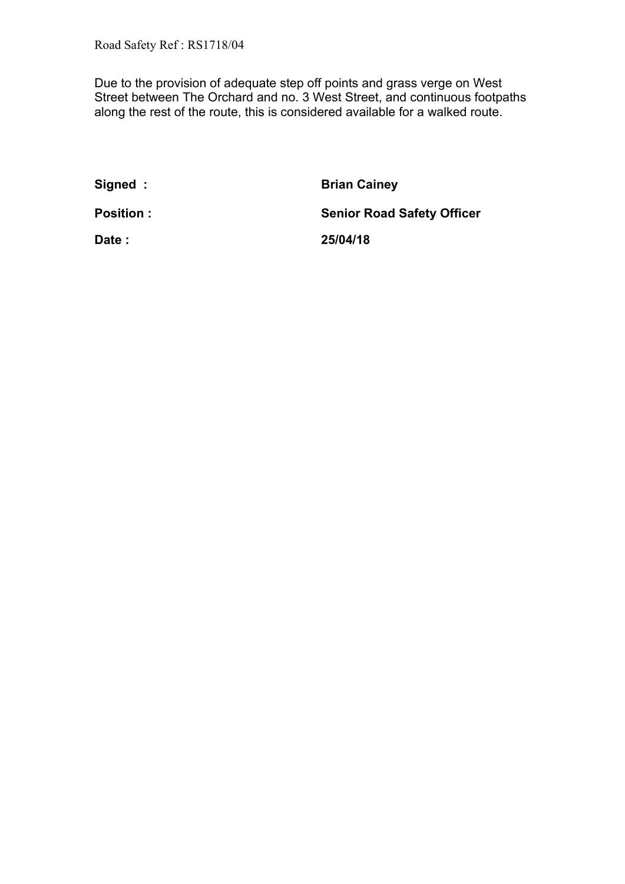Due to the provision of adequate step off points and grass verge on West Street between The Orchard and no. 3 West Street, and continuous footpaths along the rest of the route, this is considered available for a walked route.

**Signed :** **Brian Cainey**

**Position :** **Senior Road Safety Officer**

**Date :** **25/04/18**